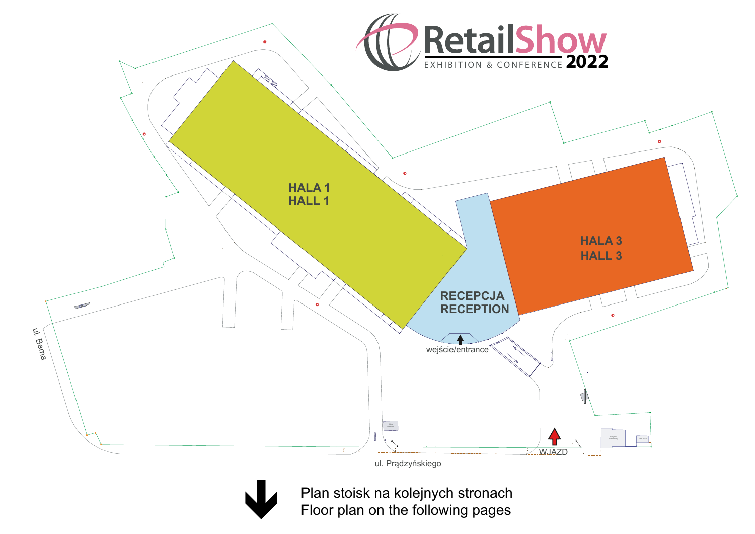# RetailShow

EXHIBITION & CONFERENCE **2022**

HALA 1
HALL 1

HALA 3
HALL 3

RECEPCJA
RECEPTION

wejście/entrance

ul. Bema

WJAZD

ul. Prądzyńskiego

Plan stoisk na kolejnych stronach
Floor plan on the following pages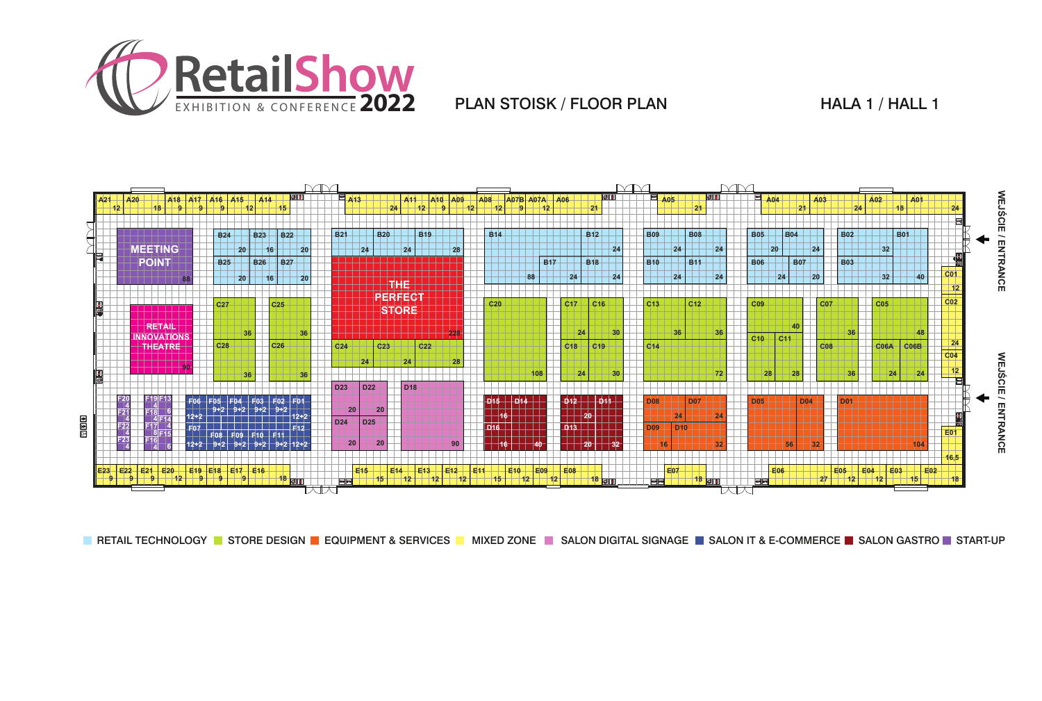# RetailShow EXHIBITION & CONFERENCE 2022

## PLAN STOISK / FLOOR PLAN

## HALA 1 / HALL 1

A21 12
A20 18
A18 9
A17 9
A16 9
A15 12
A14 15
A13 24
A11 12
A10 9
A09 12
A08 12
A07B 9
A07A 12
A06 21
A05 21
A04 21
A03 24
A02 18
A01 24

MEETING POINT 88

B24 20
B23 16
B22 20
B25 20
B26 16
B27 20
B21 24
B20 24
B19 28
THE PERFECT STORE 228
B14 88
B17 24
B12 24
B18 24
B09 24
B08 24
B10 24
B11 24
B05 20
B04 24
B06 24
B07 20
B02 32
B01
B03 32 40

C01 12
C02 24
C04 12

RETAIL INNOVATIONS THEATRE 90

C27 36
C25 36
C28 36
C26 36
C24 24
C23 24
C22 28
C20 108
C17 24
C16 30
C18 24
C19 30
C13 36
C12 36
C14 72
C09 40
C10 28
C11 28
C07 36
C08 36
C05 48
C06A 24
C06B 24

F20 4
F21 4
F22 4
F23 4
F19 4
F13
F18 6
F14 4
F17 8
F15 4
F16 4 6
F06 12+2
F05 9+2
F04 9+2
F03 9+2
F02 9+2
F01 12+2
F07 12+2
F08 9+2
F09 9+2
F10 9+2
F11 9+2
F12 12+2

D23 20
D22 20
D24 20
D25 20
D18 90
D15 16
D14
D16 16 40
D12 20
D11
D13 20 32
D08 24
D07 24
D09 16
D10 32
D05 56
D04 32
D01 104

E01 16,5
E23 9
E22 9
E21 9
E20 12
E19 9
E18 9
E17 9
E16 18
E15 15
E14 12
E13 12
E12 12
E11 15
E10 12
E09 12
E08 18
E07 18
E06 27
E05 12
E04 12
E03 15
E02 18

WEJŚCIE / ENTRANCE

WEJŚCIE / ENTRANCE

RETAIL TECHNOLOGY | STORE DESIGN | EQUIPMENT & SERVICES | MIXED ZONE | SALON DIGITAL SIGNAGE | SALON IT & E-COMMERCE | SALON GASTRO | START-UP